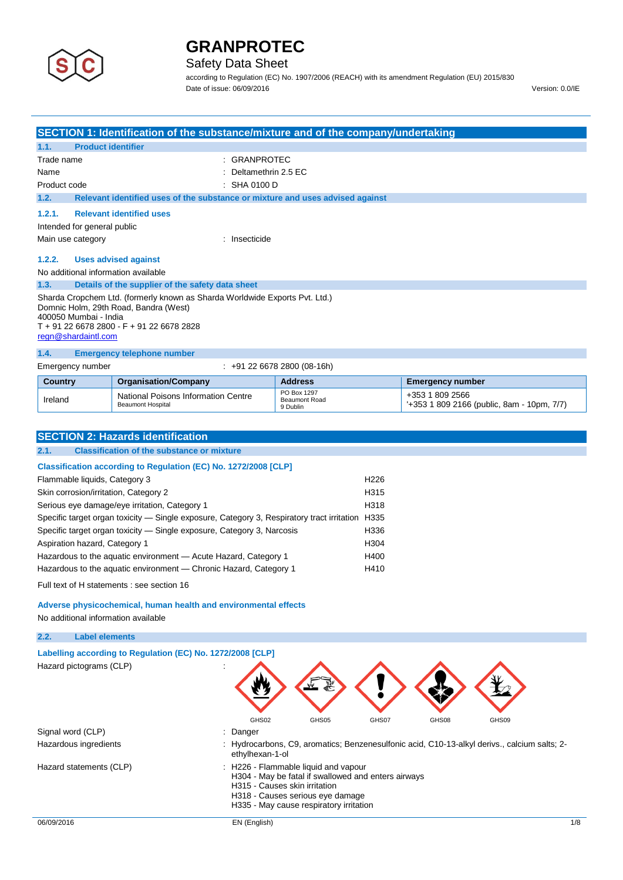# GRANPROTEC

Safety Data Sheet

according to Regulation (EC) No. 1907/2006 (REACH) with its amendment Regulation (EU) 2015/830

Date of issue: 06/09/2016 Version: 0.0/IE

## SECTION 1: Identification of the substance/mixture and of the company/undertaking

### 1.1. Product identifier

Trade name : GRANPROTEC

Name : Deltamethrin 2.5 EC

Product code : SHA 0100 D

### 1.2. Relevant identified uses of the substance or mixture and uses advised against

#### 1.2.1. Relevant identified uses

Intended for general public

Main use category : Insecticide

#### 1.2.2. Uses advised against

No additional information available

### 1.3. Details of the supplier of the safety data sheet

Sharda Cropchem Ltd. (formerly known as Sharda Worldwide Exports Pvt. Ltd.)
Domnic Holm, 29th Road, Bandra (West)
400050 Mumbai - India
T + 91 22 6678 2800 - F + 91 22 6678 2828
regn@shardaintl.com

### 1.4. Emergency telephone number

Emergency number : +91 22 6678 2800 (08-16h)

| Country | Organisation/Company | Address | Emergency number |
|---|---|---|---|
| Ireland | National Poisons Information Centre<br>Beaumont Hospital | PO Box 1297<br>Beaumont Road<br>9 Dublin | +353 1 809 2566<br>'+353 1 809 2166 (public, 8am - 10pm, 7/7) |

## SECTION 2: Hazards identification

### 2.1. Classification of the substance or mixture

**Classification according to Regulation (EC) No. 1272/2008 [CLP]**

| | |
|---|---|
| Flammable liquids, Category 3 | H226 |
| Skin corrosion/irritation, Category 2 | H315 |
| Serious eye damage/eye irritation, Category 1 | H318 |
| Specific target organ toxicity — Single exposure, Category 3, Respiratory tract irritation | H335 |
| Specific target organ toxicity — Single exposure, Category 3, Narcosis | H336 |
| Aspiration hazard, Category 1 | H304 |
| Hazardous to the aquatic environment — Acute Hazard, Category 1 | H400 |
| Hazardous to the aquatic environment — Chronic Hazard, Category 1 | H410 |

Full text of H statements : see section 16

**Adverse physicochemical, human health and environmental effects**

No additional information available

### 2.2. Label elements

**Labelling according to Regulation (EC) No. 1272/2008 [CLP]**

Hazard pictograms (CLP) :

GHS02 GHS05 GHS07 GHS08 GHS09

Signal word (CLP) : Danger

Hazardous ingredients : Hydrocarbons, C9, aromatics; Benzenesulfonic acid, C10-13-alkyl derivs., calcium salts; 2-ethylhexan-1-ol

Hazard statements (CLP) : H226 - Flammable liquid and vapour
H304 - May be fatal if swallowed and enters airways
H315 - Causes skin irritation
H318 - Causes serious eye damage
H335 - May cause respiratory irritation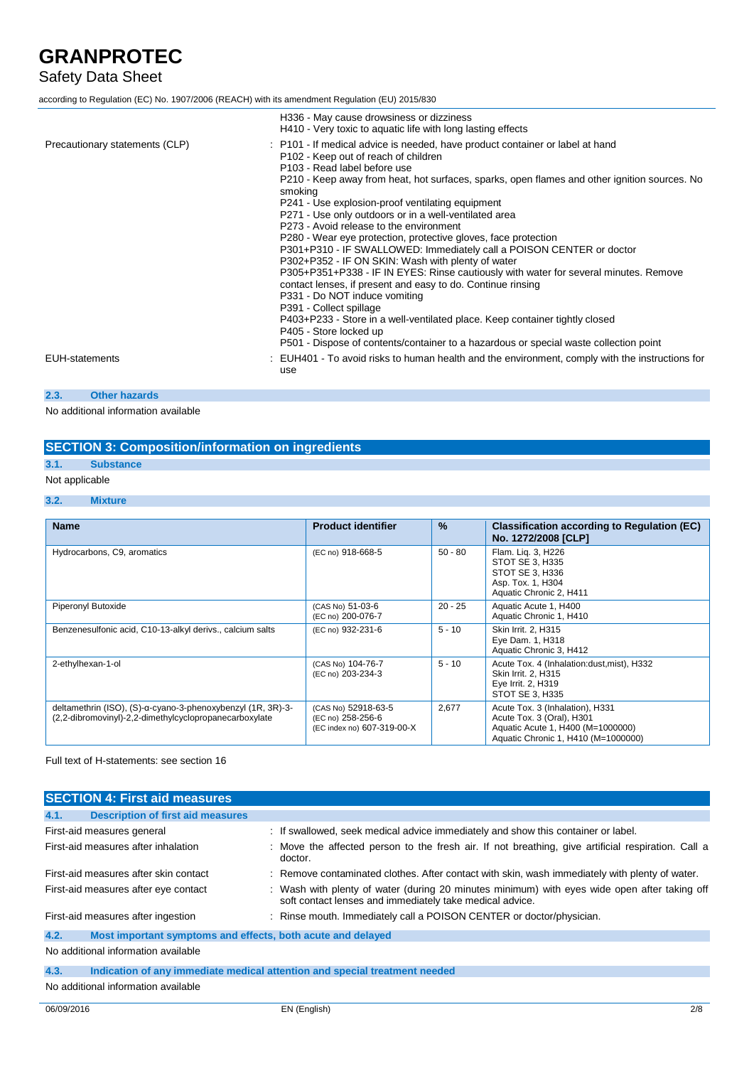| | |
|---|---|
| | H336 - May cause drowsiness or dizziness<br>H410 - Very toxic to aquatic life with long lasting effects |
| Precautionary statements (CLP) | : P101 - If medical advice is needed, have product container or label at hand<br>P102 - Keep out of reach of children<br>P103 - Read label before use<br>P210 - Keep away from heat, hot surfaces, sparks, open flames and other ignition sources. No smoking<br>P241 - Use explosion-proof ventilating equipment<br>P271 - Use only outdoors or in a well-ventilated area<br>P273 - Avoid release to the environment<br>P280 - Wear eye protection, protective gloves, face protection<br>P301+P310 - IF SWALLOWED: Immediately call a POISON CENTER or doctor<br>P302+P352 - IF ON SKIN: Wash with plenty of water<br>P305+P351+P338 - IF IN EYES: Rinse cautiously with water for several minutes. Remove contact lenses, if present and easy to do. Continue rinsing<br>P331 - Do NOT induce vomiting<br>P391 - Collect spillage<br>P403+P233 - Store in a well-ventilated place. Keep container tightly closed<br>P405 - Store locked up<br>P501 - Dispose of contents/container to a hazardous or special waste collection point |
| EUH-statements | : EUH401 - To avoid risks to human health and the environment, comply with the instructions for use |

### 2.3. Other hazards

No additional information available

## SECTION 3: Composition/information on ingredients

### 3.1. Substance

Not applicable

### 3.2. Mixture

| Name | Product identifier | % | Classification according to Regulation (EC) No. 1272/2008 [CLP] |
|---|---|---|---|
| Hydrocarbons, C9, aromatics | (EC no) 918-668-5 | 50 - 80 | Flam. Liq. 3, H226<br>STOT SE 3, H335<br>STOT SE 3, H336<br>Asp. Tox. 1, H304<br>Aquatic Chronic 2, H411 |
| Piperonyl Butoxide | (CAS No) 51-03-6<br>(EC no) 200-076-7 | 20 - 25 | Aquatic Acute 1, H400<br>Aquatic Chronic 1, H410 |
| Benzenesulfonic acid, C10-13-alkyl derivs., calcium salts | (EC no) 932-231-6 | 5 - 10 | Skin Irrit. 2, H315<br>Eye Dam. 1, H318<br>Aquatic Chronic 3, H412 |
| 2-ethylhexan-1-ol | (CAS No) 104-76-7<br>(EC no) 203-234-3 | 5 - 10 | Acute Tox. 4 (Inhalation:dust,mist), H332<br>Skin Irrit. 2, H315<br>Eye Irrit. 2, H319<br>STOT SE 3, H335 |
| deltamethrin (ISO), (S)-α-cyano-3-phenoxybenzyl (1R, 3R)-3-(2,2-dibromovinyl)-2,2-dimethylcyclopropanecarboxylate | (CAS No) 52918-63-5<br>(EC no) 258-256-6<br>(EC index no) 607-319-00-X | 2,677 | Acute Tox. 3 (Inhalation), H331<br>Acute Tox. 3 (Oral), H301<br>Aquatic Acute 1, H400 (M=1000000)<br>Aquatic Chronic 1, H410 (M=1000000) |

Full text of H-statements: see section 16

## SECTION 4: First aid measures

### 4.1. Description of first aid measures

| | |
|---|---|
| First-aid measures general | : If swallowed, seek medical advice immediately and show this container or label. |
| First-aid measures after inhalation | : Move the affected person to the fresh air. If not breathing, give artificial respiration. Call a doctor. |
| First-aid measures after skin contact | : Remove contaminated clothes. After contact with skin, wash immediately with plenty of water. |
| First-aid measures after eye contact | : Wash with plenty of water (during 20 minutes minimum) with eyes wide open after taking off soft contact lenses and immediately take medical advice. |
| First-aid measures after ingestion | : Rinse mouth. Immediately call a POISON CENTER or doctor/physician. |

### 4.2. Most important symptoms and effects, both acute and delayed

No additional information available

### 4.3. Indication of any immediate medical attention and special treatment needed

No additional information available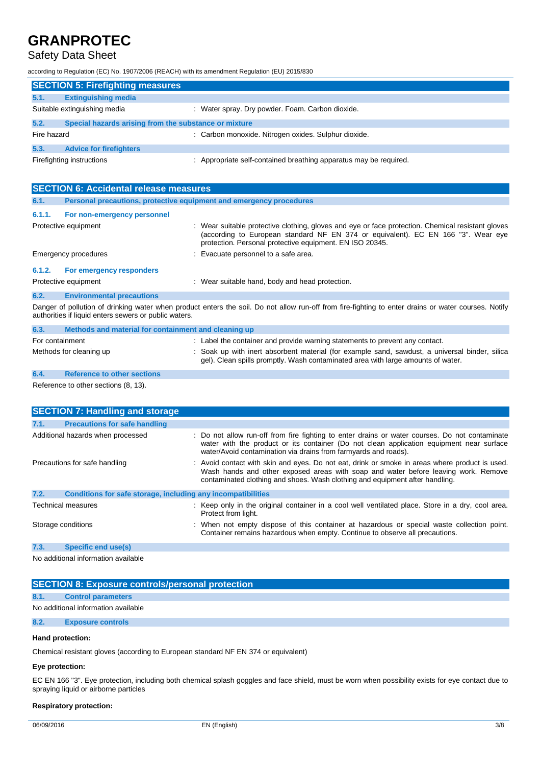## SECTION 5: Firefighting measures

### 5.1. Extinguishing media

Suitable extinguishing media : Water spray. Dry powder. Foam. Carbon dioxide.

### 5.2. Special hazards arising from the substance or mixture

Fire hazard : Carbon monoxide. Nitrogen oxides. Sulphur dioxide.

### 5.3. Advice for firefighters

Firefighting instructions : Appropriate self-contained breathing apparatus may be required.

## SECTION 6: Accidental release measures

### 6.1. Personal precautions, protective equipment and emergency procedures

#### 6.1.1. For non-emergency personnel

Protective equipment : Wear suitable protective clothing, gloves and eye or face protection. Chemical resistant gloves (according to European standard NF EN 374 or equivalent). EC EN 166 "3". Wear eye protection. Personal protective equipment. EN ISO 20345.

Emergency procedures : Evacuate personnel to a safe area.

#### 6.1.2. For emergency responders

Protective equipment : Wear suitable hand, body and head protection.

### 6.2. Environmental precautions

Danger of pollution of drinking water when product enters the soil. Do not allow run-off from fire-fighting to enter drains or water courses. Notify authorities if liquid enters sewers or public waters.

### 6.3. Methods and material for containment and cleaning up

For containment : Label the container and provide warning statements to prevent any contact.

Methods for cleaning up : Soak up with inert absorbent material (for example sand, sawdust, a universal binder, silica gel). Clean spills promptly. Wash contaminated area with large amounts of water.

### 6.4. Reference to other sections

Reference to other sections (8, 13).

## SECTION 7: Handling and storage

### 7.1. Precautions for safe handling

Additional hazards when processed : Do not allow run-off from fire fighting to enter drains or water courses. Do not contaminate water with the product or its container (Do not clean application equipment near surface water/Avoid contamination via drains from farmyards and roads).

Precautions for safe handling : Avoid contact with skin and eyes. Do not eat, drink or smoke in areas where product is used. Wash hands and other exposed areas with soap and water before leaving work. Remove contaminated clothing and shoes. Wash clothing and equipment after handling.

### 7.2. Conditions for safe storage, including any incompatibilities

Technical measures : Keep only in the original container in a cool well ventilated place. Store in a dry, cool area. Protect from light.

Storage conditions : When not empty dispose of this container at hazardous or special waste collection point. Container remains hazardous when empty. Continue to observe all precautions.

### 7.3. Specific end use(s)

No additional information available

## SECTION 8: Exposure controls/personal protection

### 8.1. Control parameters

No additional information available

### 8.2. Exposure controls

**Hand protection:**

Chemical resistant gloves (according to European standard NF EN 374 or equivalent)

**Eye protection:**

EC EN 166 "3". Eye protection, including both chemical splash goggles and face shield, must be worn when possibility exists for eye contact due to spraying liquid or airborne particles

**Respiratory protection:**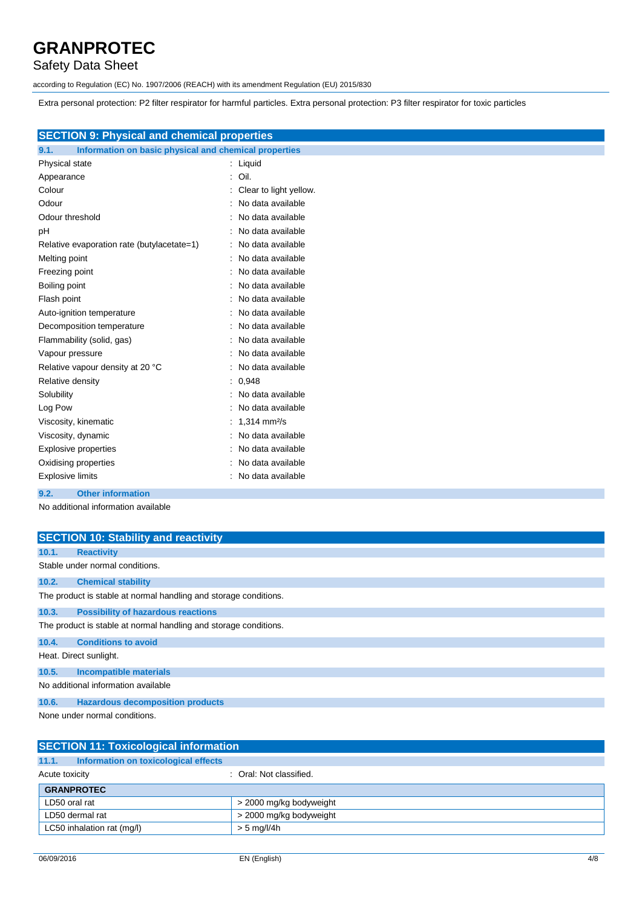Extra personal protection: P2 filter respirator for harmful particles. Extra personal protection: P3 filter respirator for toxic particles

## SECTION 9: Physical and chemical properties

### 9.1. Information on basic physical and chemical properties

| Property | Value |
|---|---|
| Physical state | Liquid |
| Appearance | Oil. |
| Colour | Clear to light yellow. |
| Odour | No data available |
| Odour threshold | No data available |
| pH | No data available |
| Relative evaporation rate (butylacetate=1) | No data available |
| Melting point | No data available |
| Freezing point | No data available |
| Boiling point | No data available |
| Flash point | No data available |
| Auto-ignition temperature | No data available |
| Decomposition temperature | No data available |
| Flammability (solid, gas) | No data available |
| Vapour pressure | No data available |
| Relative vapour density at 20 °C | No data available |
| Relative density | 0,948 |
| Solubility | No data available |
| Log Pow | No data available |
| Viscosity, kinematic | 1,314 mm²/s |
| Viscosity, dynamic | No data available |
| Explosive properties | No data available |
| Oxidising properties | No data available |
| Explosive limits | No data available |

### 9.2. Other information

No additional information available

## SECTION 10: Stability and reactivity

### 10.1. Reactivity

Stable under normal conditions.

### 10.2. Chemical stability

The product is stable at normal handling and storage conditions.

### 10.3. Possibility of hazardous reactions

The product is stable at normal handling and storage conditions.

### 10.4. Conditions to avoid

Heat. Direct sunlight.

### 10.5. Incompatible materials

No additional information available

### 10.6. Hazardous decomposition products

None under normal conditions.

## SECTION 11: Toxicological information

### 11.1. Information on toxicological effects

Acute toxicity : Oral: Not classified.

| GRANPROTEC | |
|---|---|
| LD50 oral rat | > 2000 mg/kg bodyweight |
| LD50 dermal rat | > 2000 mg/kg bodyweight |
| LC50 inhalation rat (mg/l) | > 5 mg/l/4h |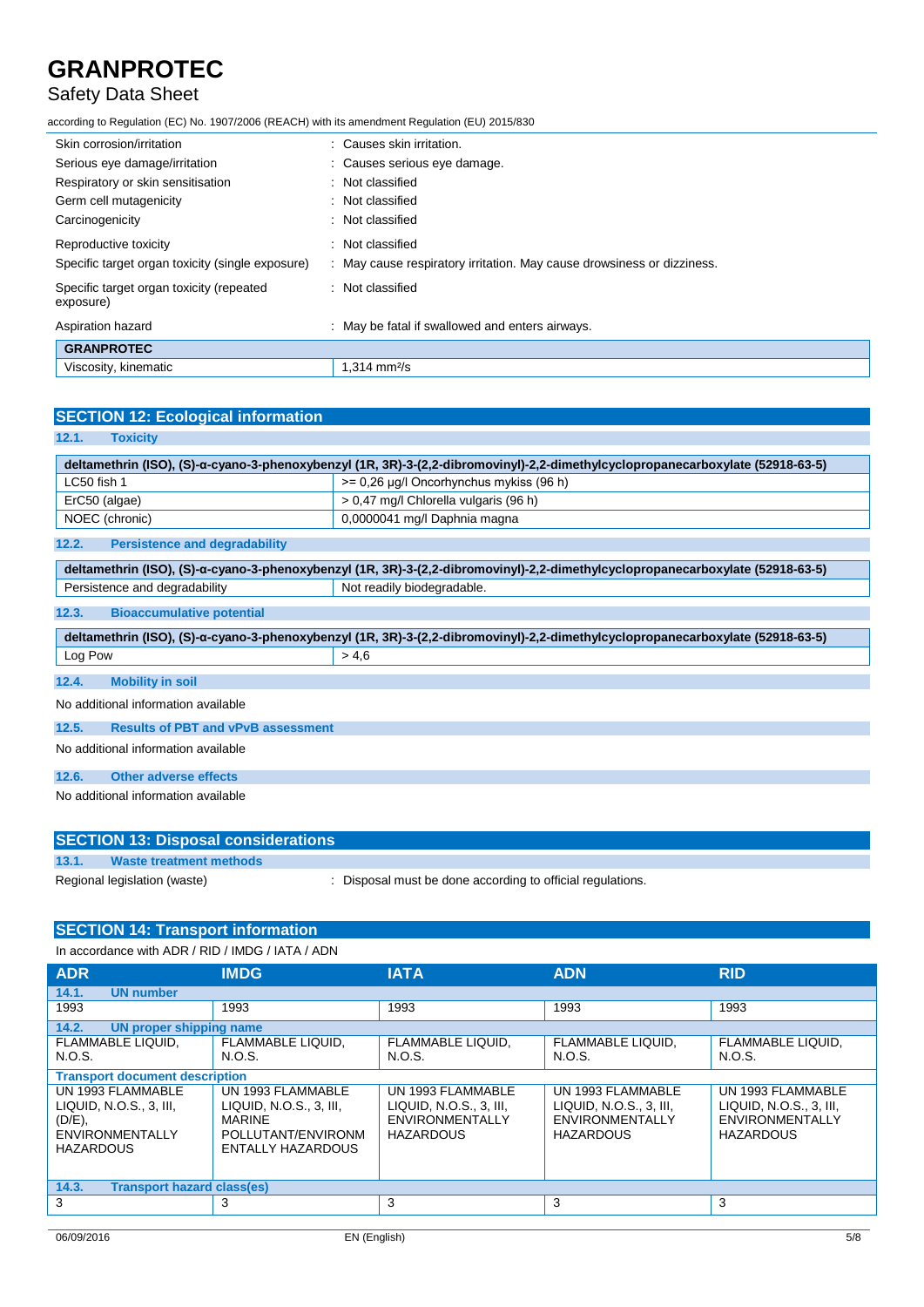| | |
|---|---|
| Skin corrosion/irritation | : Causes skin irritation. |
| Serious eye damage/irritation | : Causes serious eye damage. |
| Respiratory or skin sensitisation | : Not classified |
| Germ cell mutagenicity | : Not classified |
| Carcinogenicity | : Not classified |
| Reproductive toxicity | : Not classified |
| Specific target organ toxicity (single exposure) | : May cause respiratory irritation. May cause drowsiness or dizziness. |
| Specific target organ toxicity (repeated exposure) | : Not classified |
| Aspiration hazard | : May be fatal if swallowed and enters airways. |

| GRANPROTEC | |
|---|---|
| Viscosity, kinematic | 1,314 mm²/s |

## SECTION 12: Ecological information

### 12.1. Toxicity

| deltamethrin (ISO), (S)-α-cyano-3-phenoxybenzyl (1R, 3R)-3-(2,2-dibromovinyl)-2,2-dimethylcyclopropanecarboxylate (52918-63-5) | |
|---|---|
| LC50 fish 1 | >= 0,26 µg/l Oncorhynchus mykiss (96 h) |
| ErC50 (algae) | > 0,47 mg/l Chlorella vulgaris (96 h) |
| NOEC (chronic) | 0,0000041 mg/l Daphnia magna |

### 12.2. Persistence and degradability

| deltamethrin (ISO), (S)-α-cyano-3-phenoxybenzyl (1R, 3R)-3-(2,2-dibromovinyl)-2,2-dimethylcyclopropanecarboxylate (52918-63-5) | |
|---|---|
| Persistence and degradability | Not readily biodegradable. |

### 12.3. Bioaccumulative potential

| deltamethrin (ISO), (S)-α-cyano-3-phenoxybenzyl (1R, 3R)-3-(2,2-dibromovinyl)-2,2-dimethylcyclopropanecarboxylate (52918-63-5) | |
|---|---|
| Log Pow | > 4,6 |

### 12.4. Mobility in soil

No additional information available

### 12.5. Results of PBT and vPvB assessment

No additional information available

### 12.6. Other adverse effects

No additional information available

## SECTION 13: Disposal considerations

### 13.1. Waste treatment methods

Regional legislation (waste) : Disposal must be done according to official regulations.

## SECTION 14: Transport information

In accordance with ADR / RID / IMDG / IATA / ADN

| ADR | IMDG | IATA | ADN | RID |
|---|---|---|---|---|
| **14.1. UN number** | | | | |
| 1993 | 1993 | 1993 | 1993 | 1993 |
| **14.2. UN proper shipping name** | | | | |
| FLAMMABLE LIQUID, N.O.S. | FLAMMABLE LIQUID, N.O.S. | FLAMMABLE LIQUID, N.O.S. | FLAMMABLE LIQUID, N.O.S. | FLAMMABLE LIQUID, N.O.S. |
| **Transport document description** | | | | |
| UN 1993 FLAMMABLE LIQUID, N.O.S., 3, III, (D/E), ENVIRONMENTALLY HAZARDOUS | UN 1993 FLAMMABLE LIQUID, N.O.S., 3, III, MARINE POLLUTANT/ENVIRONMENTALLY HAZARDOUS | UN 1993 FLAMMABLE LIQUID, N.O.S., 3, III, ENVIRONMENTALLY HAZARDOUS | UN 1993 FLAMMABLE LIQUID, N.O.S., 3, III, ENVIRONMENTALLY HAZARDOUS | UN 1993 FLAMMABLE LIQUID, N.O.S., 3, III, ENVIRONMENTALLY HAZARDOUS |
| **14.3. Transport hazard class(es)** | | | | |
| 3 | 3 | 3 | 3 | 3 |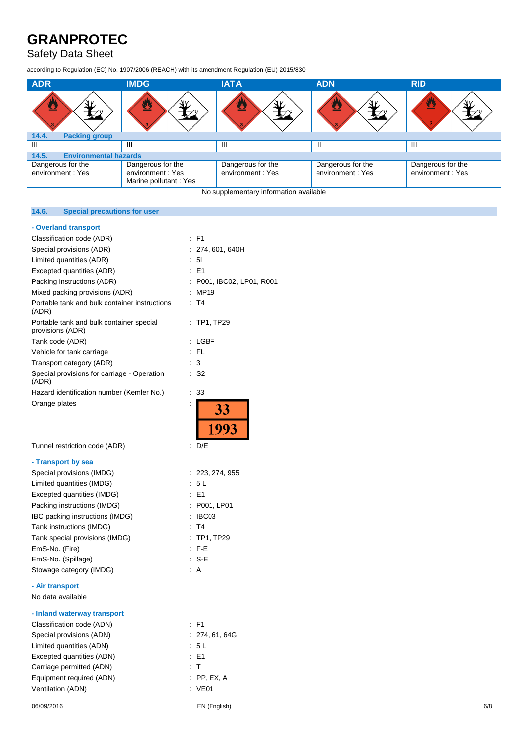| ADR | IMDG | IATA | ADN | RID |
|---|---|---|---|---|
| | | | | |
| **14.4. Packing group** | | | | |
| III | III | III | III | III |
| **14.5. Environmental hazards** | | | | |
| Dangerous for the environment : Yes | Dangerous for the environment : Yes<br>Marine pollutant : Yes | Dangerous for the environment : Yes | Dangerous for the environment : Yes | Dangerous for the environment : Yes |
| No supplementary information available | | | | |

### 14.6. Special precautions for user

**- Overland transport**

| | |
|---|---|
| Classification code (ADR) | : F1 |
| Special provisions (ADR) | : 274, 601, 640H |
| Limited quantities (ADR) | : 5l |
| Excepted quantities (ADR) | : E1 |
| Packing instructions (ADR) | : P001, IBC02, LP01, R001 |
| Mixed packing provisions (ADR) | : MP19 |
| Portable tank and bulk container instructions (ADR) | : T4 |
| Portable tank and bulk container special provisions (ADR) | : TP1, TP29 |
| Tank code (ADR) | : LGBF |
| Vehicle for tank carriage | : FL |
| Transport category (ADR) | : 3 |
| Special provisions for carriage - Operation (ADR) | : S2 |
| Hazard identification number (Kemler No.) | : 33 |
| Orange plates | : 33 / 1993 |
| Tunnel restriction code (ADR) | : D/E |

**- Transport by sea**

| | |
|---|---|
| Special provisions (IMDG) | : 223, 274, 955 |
| Limited quantities (IMDG) | : 5 L |
| Excepted quantities (IMDG) | : E1 |
| Packing instructions (IMDG) | : P001, LP01 |
| IBC packing instructions (IMDG) | : IBC03 |
| Tank instructions (IMDG) | : T4 |
| Tank special provisions (IMDG) | : TP1, TP29 |
| EmS-No. (Fire) | : F-E |
| EmS-No. (Spillage) | : S-E |
| Stowage category (IMDG) | : A |

**- Air transport**

No data available

**- Inland waterway transport**

| | |
|---|---|
| Classification code (ADN) | : F1 |
| Special provisions (ADN) | : 274, 61, 64G |
| Limited quantities (ADN) | : 5 L |
| Excepted quantities (ADN) | : E1 |
| Carriage permitted (ADN) | : T |
| Equipment required (ADN) | : PP, EX, A |
| Ventilation (ADN) | : VE01 |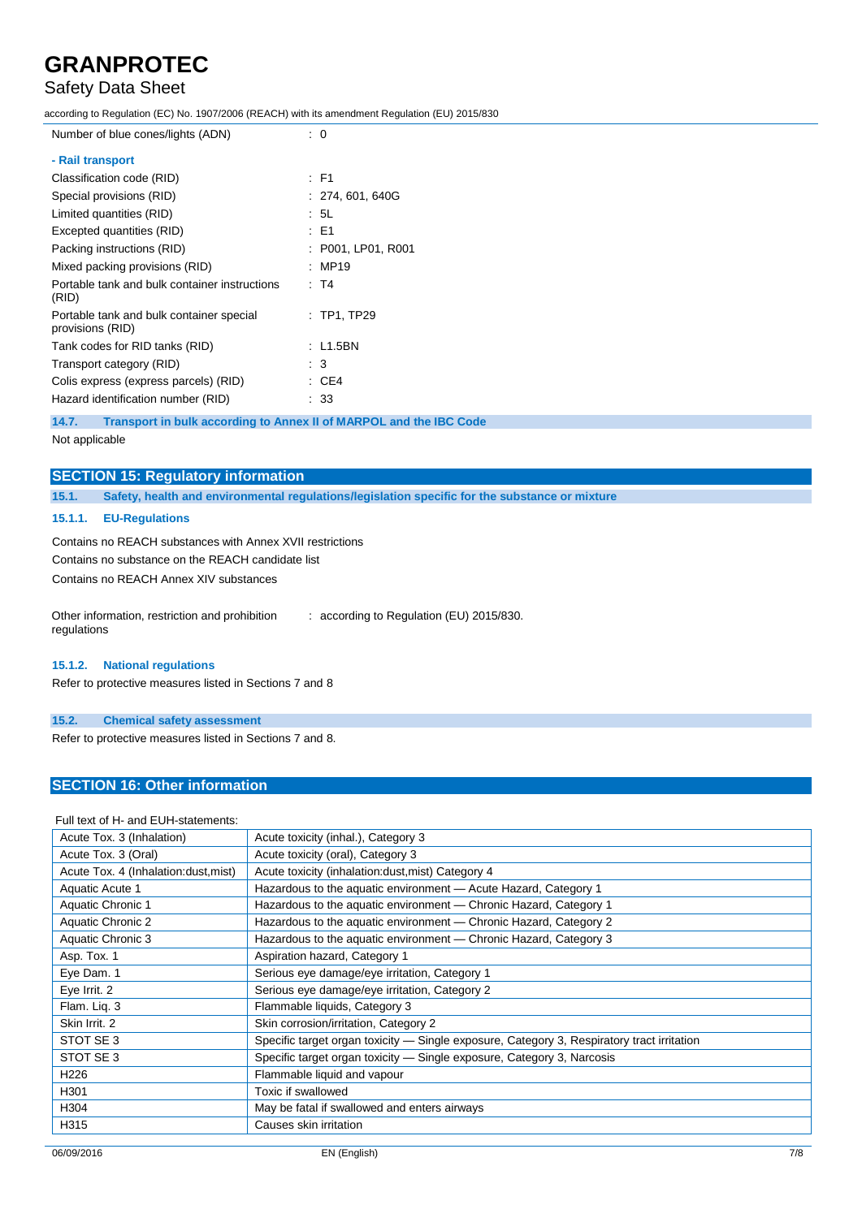| | |
|---|---|
| Number of blue cones/lights (ADN) | : 0 |

**- Rail transport**

| | |
|---|---|
| Classification code (RID) | : F1 |
| Special provisions (RID) | : 274, 601, 640G |
| Limited quantities (RID) | : 5L |
| Excepted quantities (RID) | : E1 |
| Packing instructions (RID) | : P001, LP01, R001 |
| Mixed packing provisions (RID) | : MP19 |
| Portable tank and bulk container instructions (RID) | : T4 |
| Portable tank and bulk container special provisions (RID) | : TP1, TP29 |
| Tank codes for RID tanks (RID) | : L1.5BN |
| Transport category (RID) | : 3 |
| Colis express (express parcels) (RID) | : CE4 |
| Hazard identification number (RID) | : 33 |

### 14.7. Transport in bulk according to Annex II of MARPOL and the IBC Code

Not applicable

## SECTION 15: Regulatory information

### 15.1. Safety, health and environmental regulations/legislation specific for the substance or mixture

#### 15.1.1. EU-Regulations

Contains no REACH substances with Annex XVII restrictions

Contains no substance on the REACH candidate list

Contains no REACH Annex XIV substances

| | |
|---|---|
| Other information, restriction and prohibition regulations | : according to Regulation (EU) 2015/830. |

#### 15.1.2. National regulations

Refer to protective measures listed in Sections 7 and 8

### 15.2. Chemical safety assessment

Refer to protective measures listed in Sections 7 and 8.

## SECTION 16: Other information

Full text of H- and EUH-statements:

| | |
|---|---|
| Acute Tox. 3 (Inhalation) | Acute toxicity (inhal.), Category 3 |
| Acute Tox. 3 (Oral) | Acute toxicity (oral), Category 3 |
| Acute Tox. 4 (Inhalation:dust,mist) | Acute toxicity (inhalation:dust,mist) Category 4 |
| Aquatic Acute 1 | Hazardous to the aquatic environment — Acute Hazard, Category 1 |
| Aquatic Chronic 1 | Hazardous to the aquatic environment — Chronic Hazard, Category 1 |
| Aquatic Chronic 2 | Hazardous to the aquatic environment — Chronic Hazard, Category 2 |
| Aquatic Chronic 3 | Hazardous to the aquatic environment — Chronic Hazard, Category 3 |
| Asp. Tox. 1 | Aspiration hazard, Category 1 |
| Eye Dam. 1 | Serious eye damage/eye irritation, Category 1 |
| Eye Irrit. 2 | Serious eye damage/eye irritation, Category 2 |
| Flam. Liq. 3 | Flammable liquids, Category 3 |
| Skin Irrit. 2 | Skin corrosion/irritation, Category 2 |
| STOT SE 3 | Specific target organ toxicity — Single exposure, Category 3, Respiratory tract irritation |
| STOT SE 3 | Specific target organ toxicity — Single exposure, Category 3, Narcosis |
| H226 | Flammable liquid and vapour |
| H301 | Toxic if swallowed |
| H304 | May be fatal if swallowed and enters airways |
| H315 | Causes skin irritation |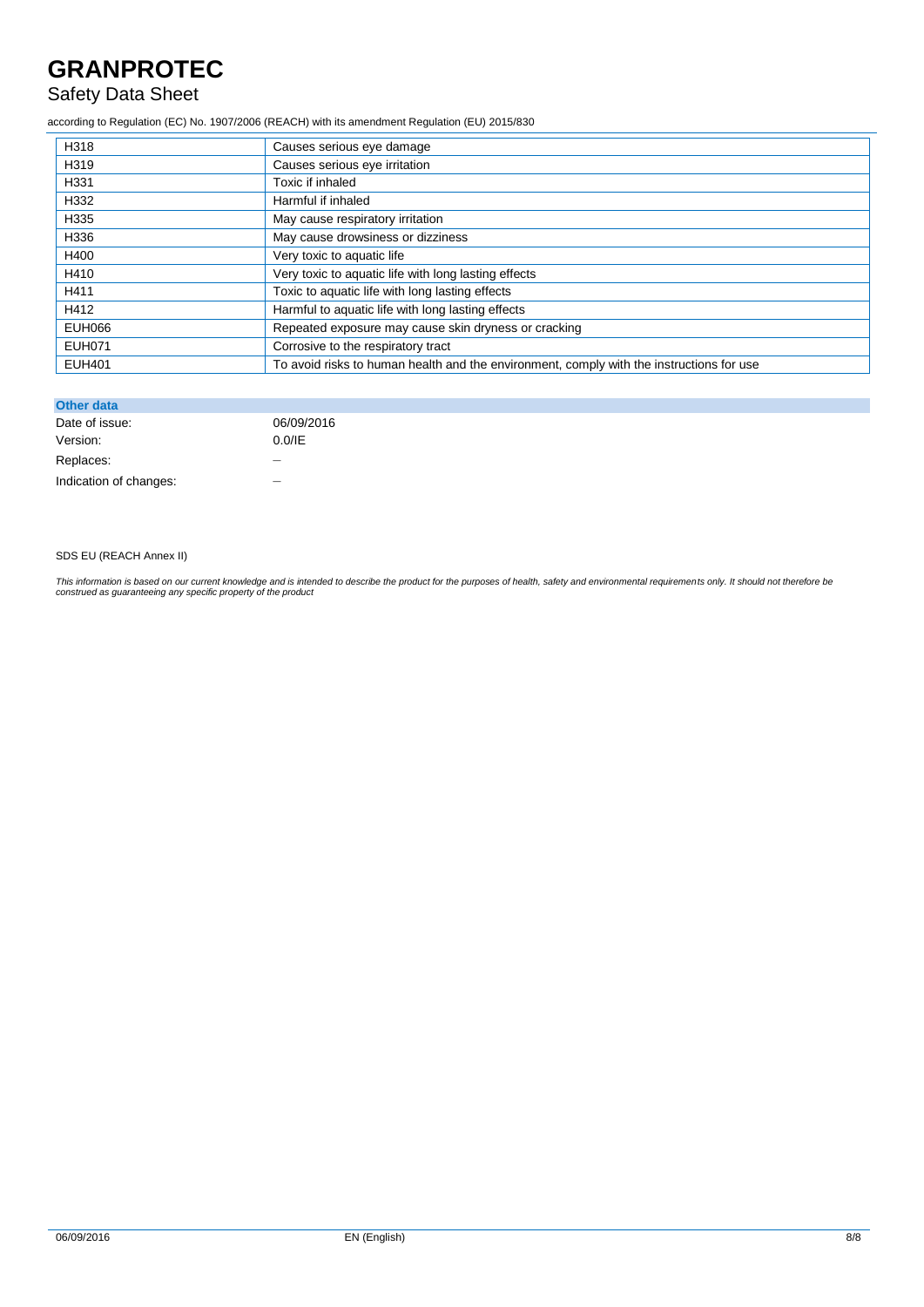| | |
|---|---|
| H318 | Causes serious eye damage |
| H319 | Causes serious eye irritation |
| H331 | Toxic if inhaled |
| H332 | Harmful if inhaled |
| H335 | May cause respiratory irritation |
| H336 | May cause drowsiness or dizziness |
| H400 | Very toxic to aquatic life |
| H410 | Very toxic to aquatic life with long lasting effects |
| H411 | Toxic to aquatic life with long lasting effects |
| H412 | Harmful to aquatic life with long lasting effects |
| EUH066 | Repeated exposure may cause skin dryness or cracking |
| EUH071 | Corrosive to the respiratory tract |
| EUH401 | To avoid risks to human health and the environment, comply with the instructions for use |

**Other data**

| | |
|---|---|
| Date of issue: | 06/09/2016 |
| Version: | 0.0/IE |
| Replaces: | – |
| Indication of changes: | – |

SDS EU (REACH Annex II)

*This information is based on our current knowledge and is intended to describe the product for the purposes of health, safety and environmental requirements only. It should not therefore be construed as guaranteeing any specific property of the product*